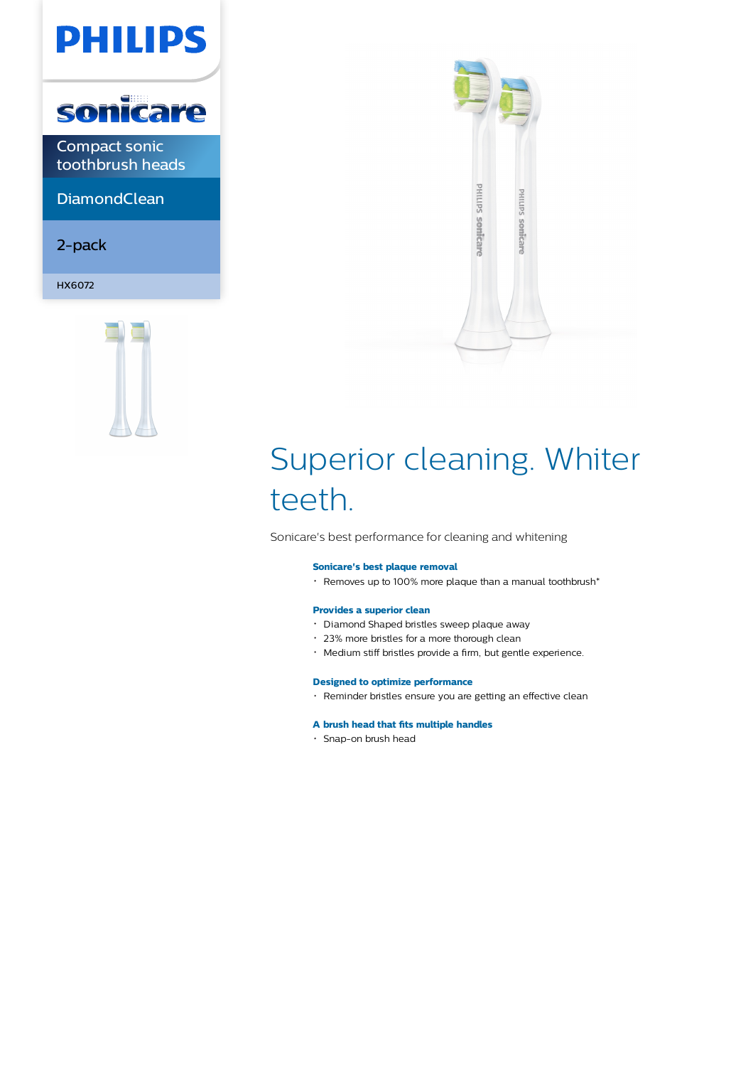# PHILIPS

## sonicare

Compact sonic toothbrush heads

DiamondClean

2-pack

HX6072

# Superior cleaning. Whiter teeth.

Sonicare's best performance for cleaning and whitening

### Sonicare's best plaque removal

- Removes up to 100% more plaque than a manual toothbrush*

### Provides a superior clean

- Diamond Shaped bristles sweep plaque away
- 23% more bristles for a more thorough clean
- Medium stiff bristles provide a firm, but gentle experience.

### Designed to optimize performance

- Reminder bristles ensure you are getting an effective clean

### A brush head that fits multiple handles

- Snap-on brush head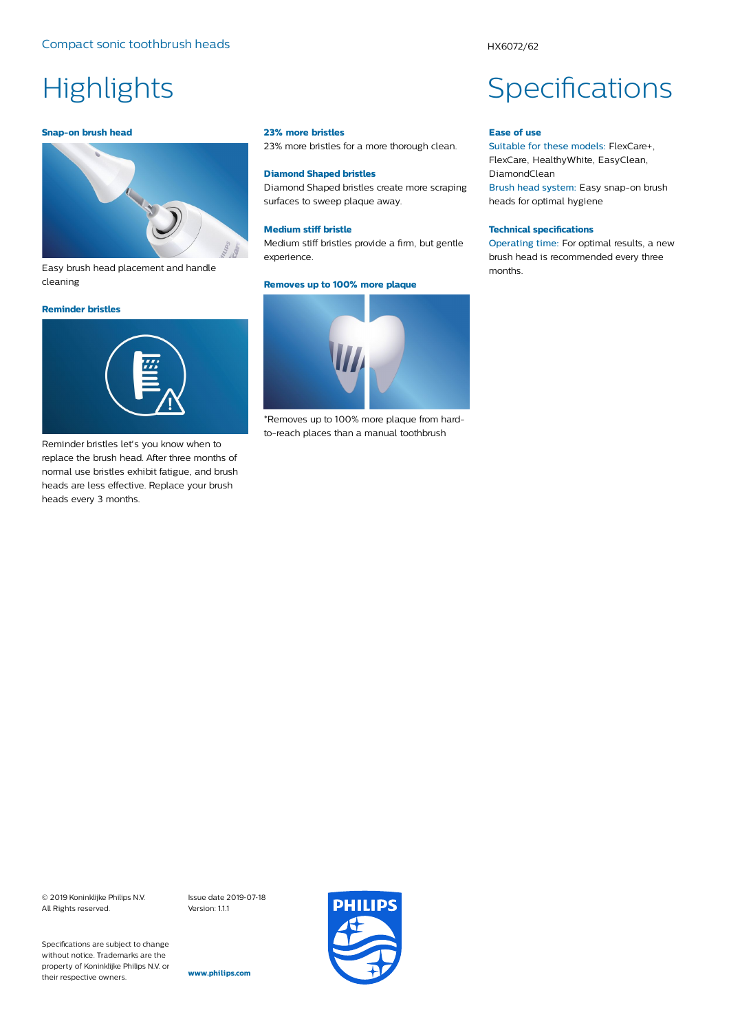Compact sonic toothbrush heads

HX6072/62

# Highlights

### Snap-on brush head

Easy brush head placement and handle cleaning

### Reminder bristles

Reminder bristles let's you know when to replace the brush head. After three months of normal use bristles exhibit fatigue, and brush heads are less effective. Replace your brush heads every 3 months.

### 23% more bristles

23% more bristles for a more thorough clean.

### Diamond Shaped bristles

Diamond Shaped bristles create more scraping surfaces to sweep plaque away.

### Medium stiff bristle

Medium stiff bristles provide a firm, but gentle experience.

### Removes up to 100% more plaque

*Removes up to 100% more plaque from hard-to-reach places than a manual toothbrush

# Specifications

### Ease of use

- Suitable for these models: FlexCare+, FlexCare, HealthyWhite, EasyClean, DiamondClean
- Brush head system: Easy snap-on brush heads for optimal hygiene

### Technical specifications

- Operating time: For optimal results, a new brush head is recommended every three months.

© 2019 Koninklijke Philips N.V.
All Rights reserved.

Specifications are subject to change without notice. Trademarks are the property of Koninklijke Philips N.V. or their respective owners.

Issue date 2019-07-18
Version: 1.1.1

www.philips.com